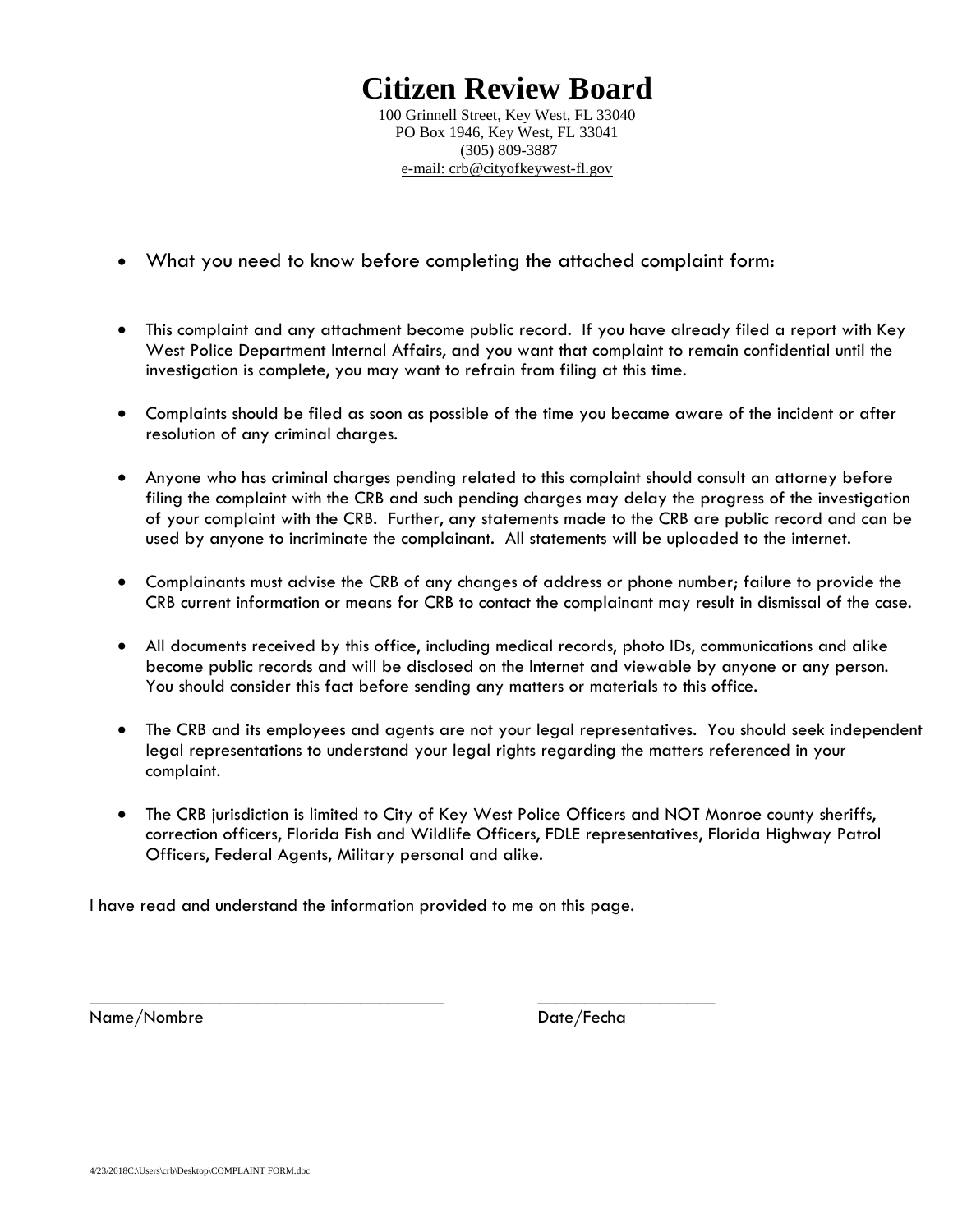# Citizen Review Board

100 Grinnell Street, Key West, FL 33040
PO Box 1946, Key West, FL 33041
(305) 809-3887
e-mail: crb@cityofkeywest-fl.gov

- What you need to know before completing the attached complaint form:

- This complaint and any attachment become public record. If you have already filed a report with Key West Police Department Internal Affairs, and you want that complaint to remain confidential until the investigation is complete, you may want to refrain from filing at this time.

- Complaints should be filed as soon as possible of the time you became aware of the incident or after resolution of any criminal charges.

- Anyone who has criminal charges pending related to this complaint should consult an attorney before filing the complaint with the CRB and such pending charges may delay the progress of the investigation of your complaint with the CRB. Further, any statements made to the CRB are public record and can be used by anyone to incriminate the complainant. All statements will be uploaded to the internet.

- Complainants must advise the CRB of any changes of address or phone number; failure to provide the CRB current information or means for CRB to contact the complainant may result in dismissal of the case.

- All documents received by this office, including medical records, photo IDs, communications and alike become public records and will be disclosed on the Internet and viewable by anyone or any person. You should consider this fact before sending any matters or materials to this office.

- The CRB and its employees and agents are not your legal representatives. You should seek independent legal representations to understand your legal rights regarding the matters referenced in your complaint.

- The CRB jurisdiction is limited to City of Key West Police Officers and NOT Monroe county sheriffs, correction officers, Florida Fish and Wildlife Officers, FDLE representatives, Florida Highway Patrol Officers, Federal Agents, Military personal and alike.

I have read and understand the information provided to me on this page.

_______________________________________ ____________________
Name/Nombre Date/Fecha

4/23/2018C:\Users\crb\Desktop\COMPLAINT FORM.doc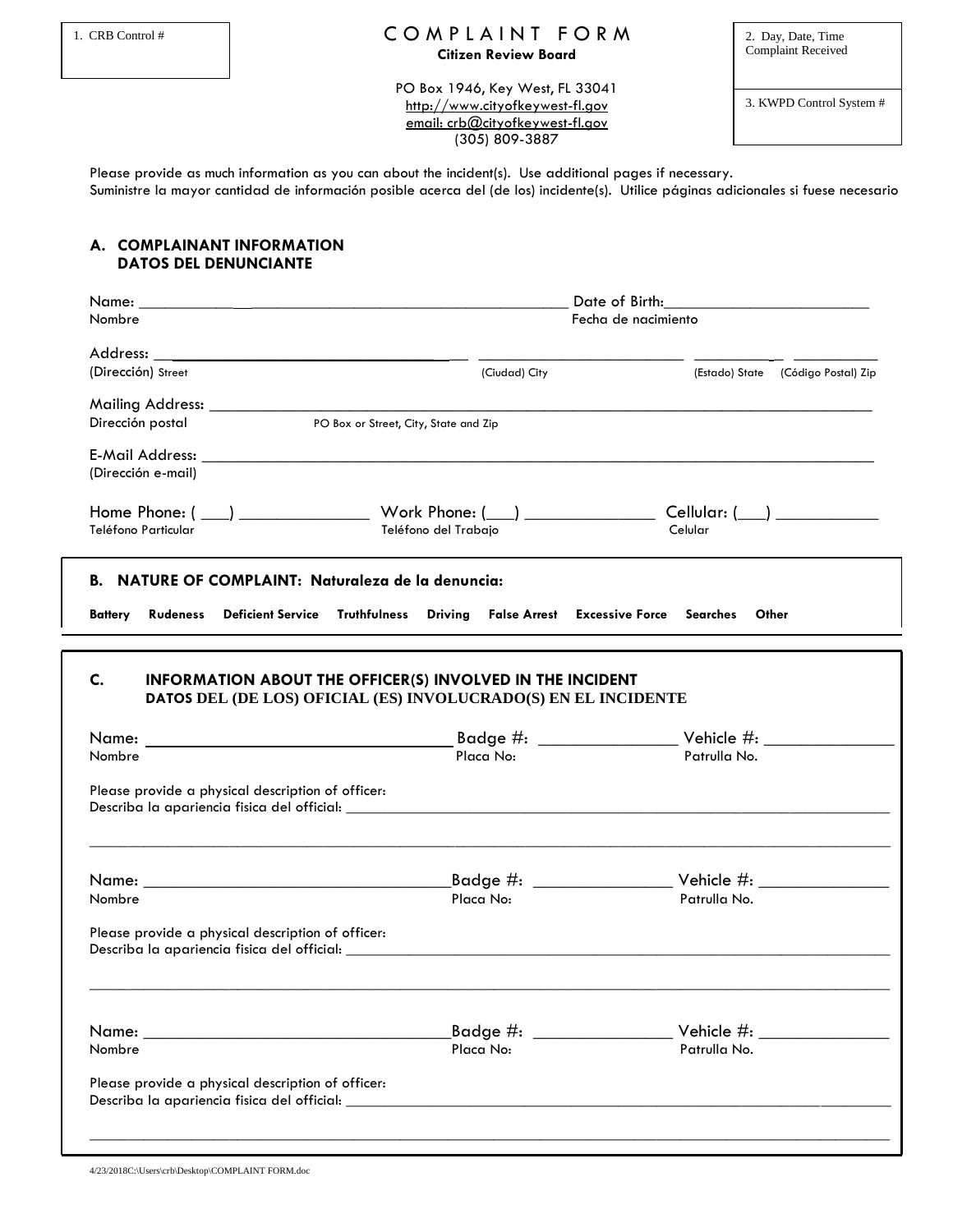| 1. CRB Control # | **COMPLAINT FORM** | 2. Day, Date, Time Complaint Received |
|---|---|---|
| | **Citizen Review Board** | 3. KWPD Control System # |

PO Box 1946, Key West, FL 33041
http://www.cityofkeywest-fl.gov
email: crb@cityofkeywest-fl.gov
(305) 809-3887

Please provide as much information as you can about the incident(s). Use additional pages if necessary.
Suministre la mayor cantidad de información posible acerca del (de los) incidente(s). Utilice páginas adicionales si fuese necesario

## A. COMPLAINANT INFORMATION
## DATOS DEL DENUNCIANTE

Name: ______________________________________________ Date of Birth:________________________
Nombre Fecha de nacimiento

Address: ______________________________ ________________________ __________ __________
(Dirección) Street (Ciudad) City (Estado) State (Código Postal) Zip

Mailing Address: ____________________________________________________________________
Dirección postal PO Box or Street, City, State and Zip

E-Mail Address: _____________________________________________________________________
(Dirección e-mail)

Home Phone: ( ___) _______________ Work Phone: (___) _______________ Cellular: (___) ___________
Teléfono Particular Teléfono del Trabajo Celular

## B. NATURE OF COMPLAINT: Naturaleza de la denuncia:

**Battery  Rudeness  Deficient Service  Truthfulness  Driving  False Arrest  Excessive Force  Searches  Other**

## C. INFORMATION ABOUT THE OFFICER(S) INVOLVED IN THE INCIDENT
## DATOS DEL (DE LOS) OFICIAL (ES) INVOLUCRADO(S) EN EL INCIDENTE

Name: _________________________________ Badge #: _______________ Vehicle #: ______________
Nombre Placa No: Patrulla No.

Please provide a physical description of officer:
Describa la apariencia fisica del official: ____________________________________________________________

_____________________________________________________________________________________

Name: _________________________________ Badge #: _______________ Vehicle #: ______________
Nombre Placa No: Patrulla No.

Please provide a physical description of officer:
Describa la apariencia fisica del official: ____________________________________________________________

_____________________________________________________________________________________

Name: _________________________________ Badge #: _______________ Vehicle #: ______________
Nombre Placa No: Patrulla No.

Please provide a physical description of officer:
Describa la apariencia fisica del official: ____________________________________________________________

_____________________________________________________________________________________

4/23/2018C:\Users\crb\Desktop\COMPLAINT FORM.doc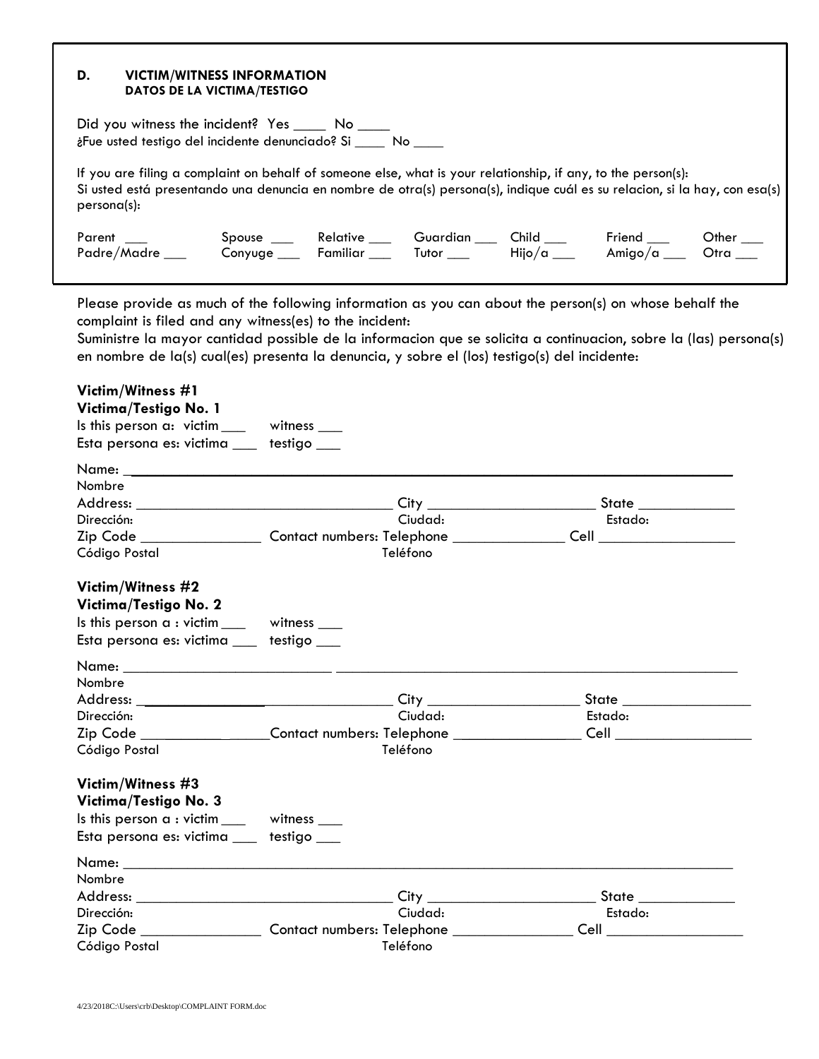## D. VICTIM/WITNESS INFORMATION
**DATOS DE LA VICTIMA/TESTIGO**

Did you witness the incident? Yes ____ No ____
¿Fue usted testigo del incidente denunciado? Si ____ No ____

If you are filing a complaint on behalf of someone else, what is your relationship, if any, to the person(s):
Si usted está presentando una denuncia en nombre de otra(s) persona(s), indique cuál es su relacion, si la hay, con esa(s) persona(s):

| Parent ___ | Spouse ___ | Relative ___ | Guardian ___ | Child ___ | Friend ___ | Other ___ |
|---|---|---|---|---|---|---|
| Padre/Madre ___ | Conyuge ___ | Familiar ___ | Tutor ___ | Hijo/a ___ | Amigo/a ___ | Otra ___ |

Please provide as much of the following information as you can about the person(s) on whose behalf the complaint is filed and any witness(es) to the incident:
Suministre la mayor cantidad possible de la informacion que se solicita a continuacion, sobre la (las) persona(s) en nombre de la(s) cual(es) presenta la denuncia, y sobre el (los) testigo(s) del incidente:

**Victim/Witness #1**
**Victima/Testigo No. 1**
Is this person a: victim ___ witness ___
Esta persona es: victima ___ testigo ___

Name: ______________________________________________
Nombre
Address: ______________________ City ________________ State __________
Dirección: Ciudad: Estado:
Zip Code ____________ Contact numbers: Telephone ____________ Cell ______________
Código Postal Teléfono

**Victim/Witness #2**
**Victima/Testigo No. 2**
Is this person a : victim ___ witness ___
Esta persona es: victima ___ testigo ___

Name: ______________________________________________
Nombre
Address: ______________________ City ________________ State __________
Dirección: Ciudad: Estado:
Zip Code ____________ Contact numbers: Telephone ____________ Cell ______________
Código Postal Teléfono

**Victim/Witness #3**
**Victima/Testigo No. 3**
Is this person a : victim ___ witness ___
Esta persona es: victima ___ testigo ___

Name: ______________________________________________
Nombre
Address: ______________________ City ________________ State __________
Dirección: Ciudad: Estado:
Zip Code ____________ Contact numbers: Telephone ____________ Cell ______________
Código Postal Teléfono

4/23/2018C:\Users\crb\Desktop\COMPLAINT FORM.doc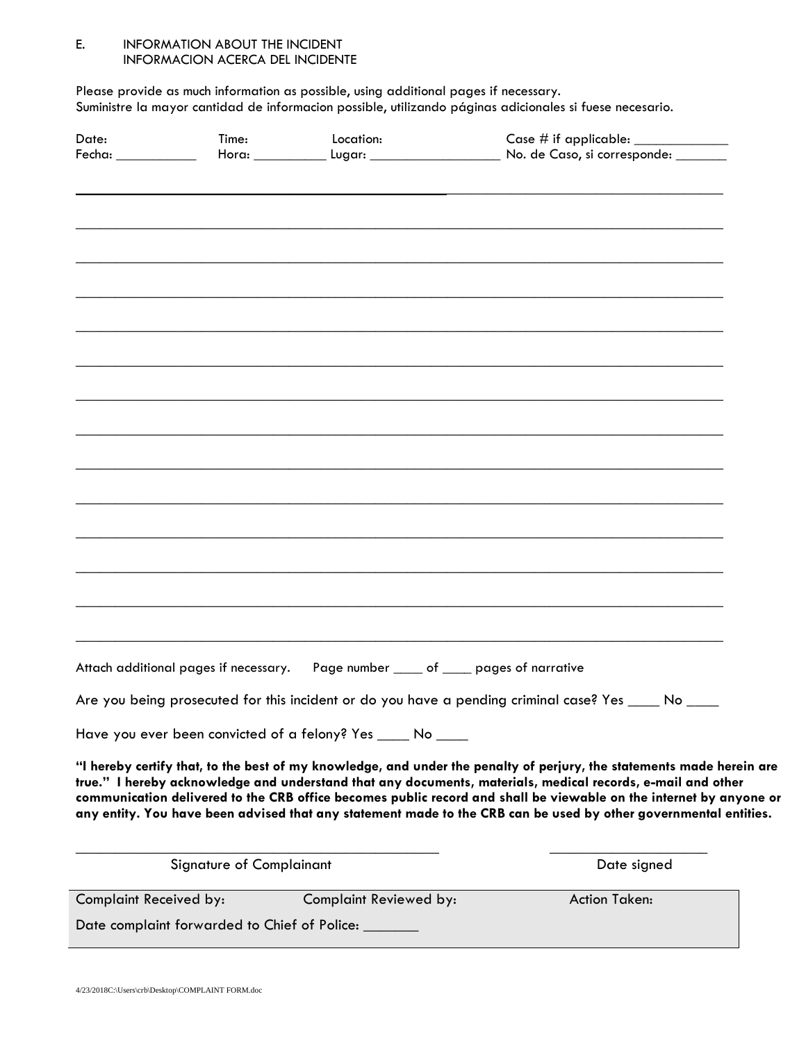E. INFORMATION ABOUT THE INCIDENT
INFORMACION ACERCA DEL INCIDENTE

Please provide as much information as possible, using additional pages if necessary.
Suministre la mayor cantidad de informacion possible, utilizando páginas adicionales si fuese necesario.

Date: Fecha: ___________ Time: Hora: __________ Location: Lugar: __________________ Case # if applicable: _____________ No. de Caso, si corresponde: _______

_____________________________________________________________________________________

_____________________________________________________________________________________

_____________________________________________________________________________________

_____________________________________________________________________________________

_____________________________________________________________________________________

_____________________________________________________________________________________

_____________________________________________________________________________________

_____________________________________________________________________________________

_____________________________________________________________________________________

_____________________________________________________________________________________

_____________________________________________________________________________________

_____________________________________________________________________________________

_____________________________________________________________________________________

_____________________________________________________________________________________

Attach additional pages if necessary. Page number ____ of ____ pages of narrative

Are you being prosecuted for this incident or do you have a pending criminal case? Yes ____ No ____

Have you ever been convicted of a felony? Yes ____ No ____

**"I hereby certify that, to the best of my knowledge, and under the penalty of perjury, the statements made herein are true." I hereby acknowledge and understand that any documents, materials, medical records, e-mail and other communication delivered to the CRB office becomes public record and shall be viewable on the internet by anyone or any entity. You have been advised that any statement made to the CRB can be used by other governmental entities.**

_______________________________________________ ____________________
Signature of Complainant Date signed

| | | |
|---|---|---|
| Complaint Received by: | Complaint Reviewed by: | Action Taken: |
| Date complaint forwarded to Chief of Police: _______ | | |

4/23/2018C:\Users\crb\Desktop\COMPLAINT FORM.doc